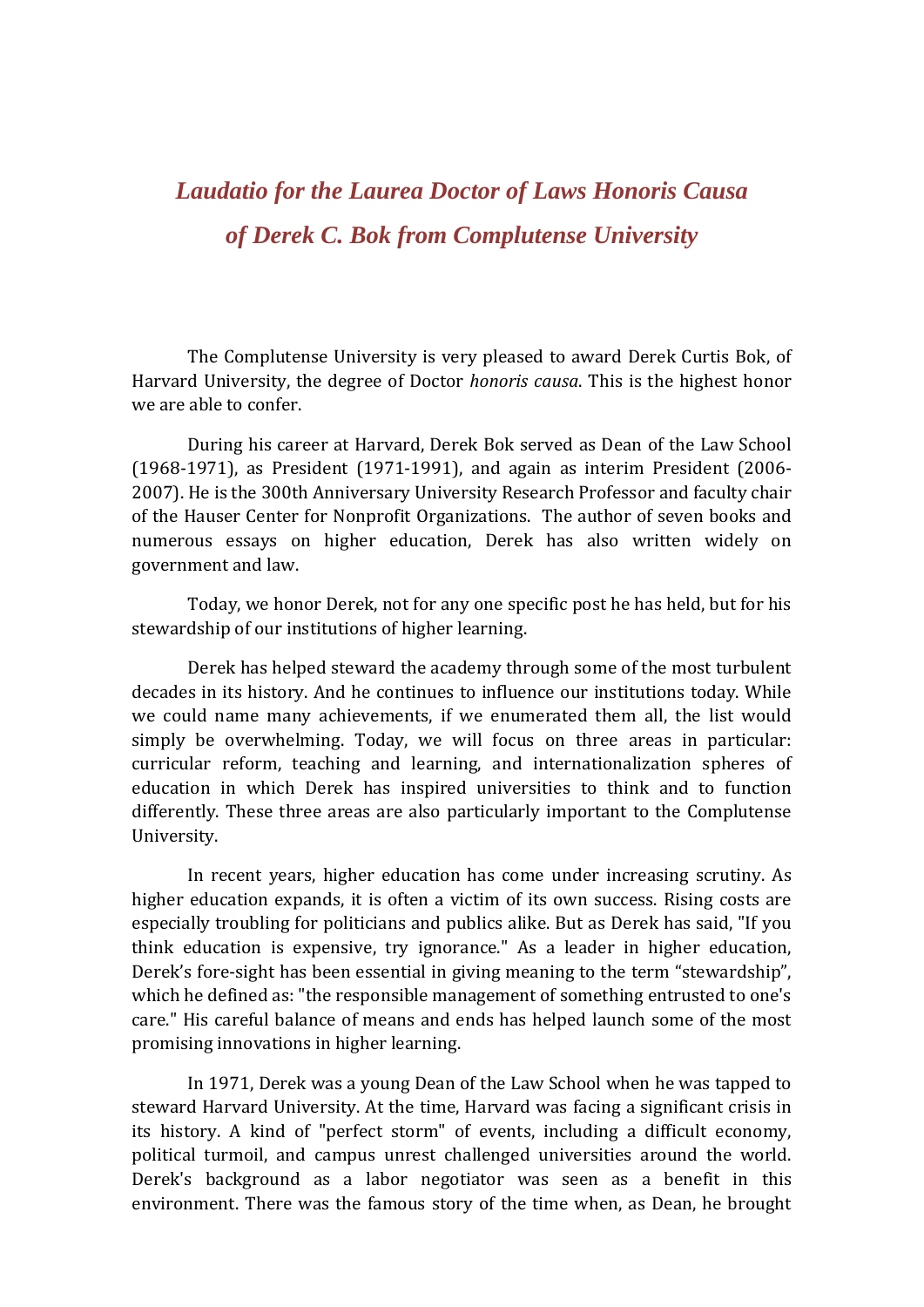# *Laudatio for the Laurea Doctor of Laws Honoris Causa of Derek C. Bok from Complutense University*

The Complutense University is very pleased to award Derek Curtis Bok, of Harvard University, the degree of Doctor *honoris causa*. This is the highest honor we are able to confer.

During his career at Harvard, Derek Bok served as Dean of the Law School (1968-1971), as President (1971-1991), and again as interim President (2006-2007). He is the 300th Anniversary University Research Professor and faculty chair of the Hauser Center for Nonprofit Organizations. The author of seven books and numerous essays on higher education, Derek has also written widely on government and law.

Today, we honor Derek, not for any one specific post he has held, but for his stewardship of our institutions of higher learning.

Derek has helped steward the academy through some of the most turbulent decades in its history. And he continues to influence our institutions today. While we could name many achievements, if we enumerated them all, the list would simply be overwhelming. Today, we will focus on three areas in particular: curricular reform, teaching and learning, and internationalization spheres of education in which Derek has inspired universities to think and to function differently. These three areas are also particularly important to the Complutense University.

In recent years, higher education has come under increasing scrutiny. As higher education expands, it is often a victim of its own success. Rising costs are especially troubling for politicians and publics alike. But as Derek has said, "If you think education is expensive, try ignorance." As a leader in higher education, Derek's fore-sight has been essential in giving meaning to the term "stewardship", which he defined as: "the responsible management of something entrusted to one's care." His careful balance of means and ends has helped launch some of the most promising innovations in higher learning.

In 1971, Derek was a young Dean of the Law School when he was tapped to steward Harvard University. At the time, Harvard was facing a significant crisis in its history. A kind of "perfect storm" of events, including a difficult economy, political turmoil, and campus unrest challenged universities around the world. Derek's background as a labor negotiator was seen as a benefit in this environment. There was the famous story of the time when, as Dean, he brought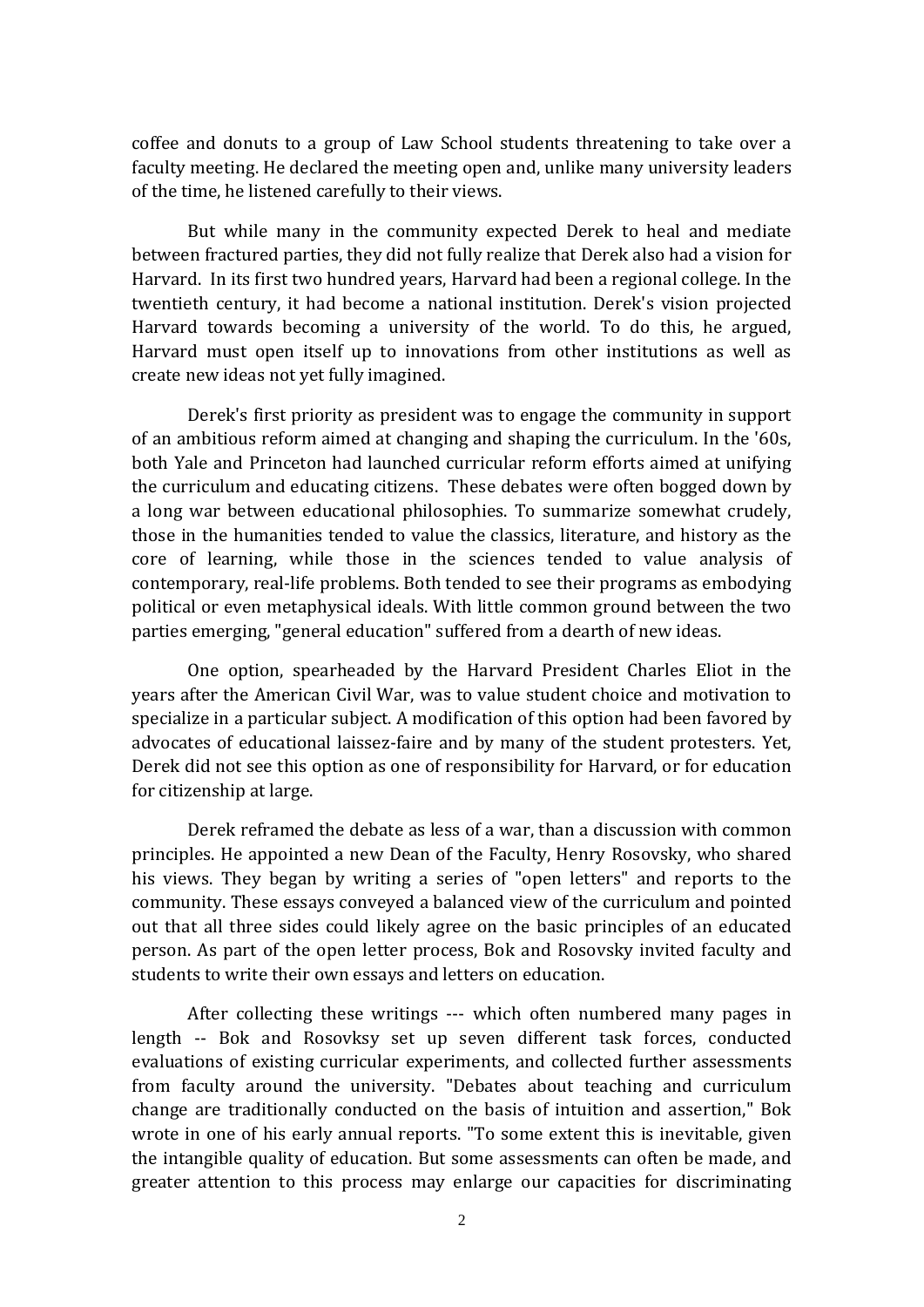coffee and donuts to a group of Law School students threatening to take over a faculty meeting. He declared the meeting open and, unlike many university leaders of the time, he listened carefully to their views.

But while many in the community expected Derek to heal and mediate between fractured parties, they did not fully realize that Derek also had a vision for Harvard. In its first two hundred years, Harvard had been a regional college. In the twentieth century, it had become a national institution. Derek's vision projected Harvard towards becoming a university of the world. To do this, he argued, Harvard must open itself up to innovations from other institutions as well as create new ideas not yet fully imagined.

Derek's first priority as president was to engage the community in support of an ambitious reform aimed at changing and shaping the curriculum. In the '60s, both Yale and Princeton had launched curricular reform efforts aimed at unifying the curriculum and educating citizens. These debates were often bogged down by a long war between educational philosophies. To summarize somewhat crudely, those in the humanities tended to value the classics, literature, and history as the core of learning, while those in the sciences tended to value analysis of contemporary, real-life problems. Both tended to see their programs as embodying political or even metaphysical ideals. With little common ground between the two parties emerging, "general education" suffered from a dearth of new ideas.

One option, spearheaded by the Harvard President Charles Eliot in the years after the American Civil War, was to value student choice and motivation to specialize in a particular subject. A modification of this option had been favored by advocates of educational laissez-faire and by many of the student protesters. Yet, Derek did not see this option as one of responsibility for Harvard, or for education for citizenship at large.

Derek reframed the debate as less of a war, than a discussion with common principles. He appointed a new Dean of the Faculty, Henry Rosovsky, who shared his views. They began by writing a series of "open letters" and reports to the community. These essays conveyed a balanced view of the curriculum and pointed out that all three sides could likely agree on the basic principles of an educated person. As part of the open letter process, Bok and Rosovsky invited faculty and students to write their own essays and letters on education.

After collecting these writings --- which often numbered many pages in length -- Bok and Rosovksy set up seven different task forces, conducted evaluations of existing curricular experiments, and collected further assessments from faculty around the university. "Debates about teaching and curriculum change are traditionally conducted on the basis of intuition and assertion," Bok wrote in one of his early annual reports. "To some extent this is inevitable, given the intangible quality of education. But some assessments can often be made, and greater attention to this process may enlarge our capacities for discriminating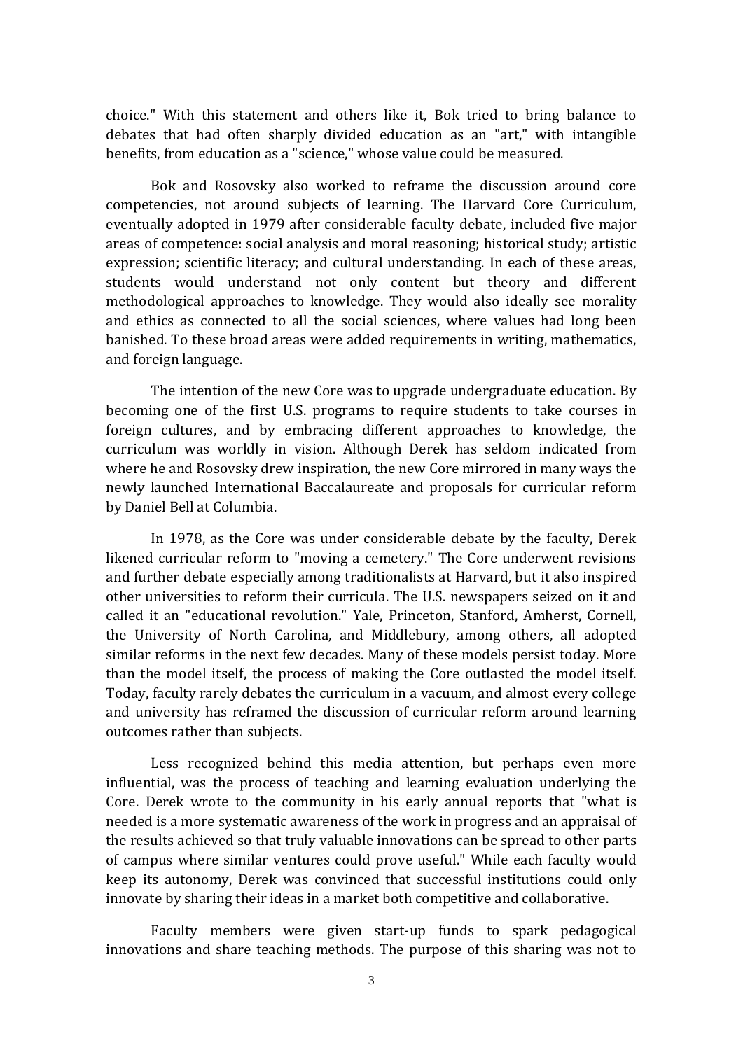choice." With this statement and others like it, Bok tried to bring balance to debates that had often sharply divided education as an "art," with intangible benefits, from education as a "science," whose value could be measured.

Bok and Rosovsky also worked to reframe the discussion around core competencies, not around subjects of learning. The Harvard Core Curriculum, eventually adopted in 1979 after considerable faculty debate, included five major areas of competence: social analysis and moral reasoning; historical study; artistic expression; scientific literacy; and cultural understanding. In each of these areas, students would understand not only content but theory and different methodological approaches to knowledge. They would also ideally see morality and ethics as connected to all the social sciences, where values had long been banished. To these broad areas were added requirements in writing, mathematics, and foreign language.

The intention of the new Core was to upgrade undergraduate education. By becoming one of the first U.S. programs to require students to take courses in foreign cultures, and by embracing different approaches to knowledge, the curriculum was worldly in vision. Although Derek has seldom indicated from where he and Rosovsky drew inspiration, the new Core mirrored in many ways the newly launched International Baccalaureate and proposals for curricular reform by Daniel Bell at Columbia.

In 1978, as the Core was under considerable debate by the faculty, Derek likened curricular reform to "moving a cemetery." The Core underwent revisions and further debate especially among traditionalists at Harvard, but it also inspired other universities to reform their curricula. The U.S. newspapers seized on it and called it an "educational revolution." Yale, Princeton, Stanford, Amherst, Cornell, the University of North Carolina, and Middlebury, among others, all adopted similar reforms in the next few decades. Many of these models persist today. More than the model itself, the process of making the Core outlasted the model itself. Today, faculty rarely debates the curriculum in a vacuum, and almost every college and university has reframed the discussion of curricular reform around learning outcomes rather than subjects.

Less recognized behind this media attention, but perhaps even more influential, was the process of teaching and learning evaluation underlying the Core. Derek wrote to the community in his early annual reports that "what is needed is a more systematic awareness of the work in progress and an appraisal of the results achieved so that truly valuable innovations can be spread to other parts of campus where similar ventures could prove useful." While each faculty would keep its autonomy, Derek was convinced that successful institutions could only innovate by sharing their ideas in a market both competitive and collaborative.

Faculty members were given start-up funds to spark pedagogical innovations and share teaching methods. The purpose of this sharing was not to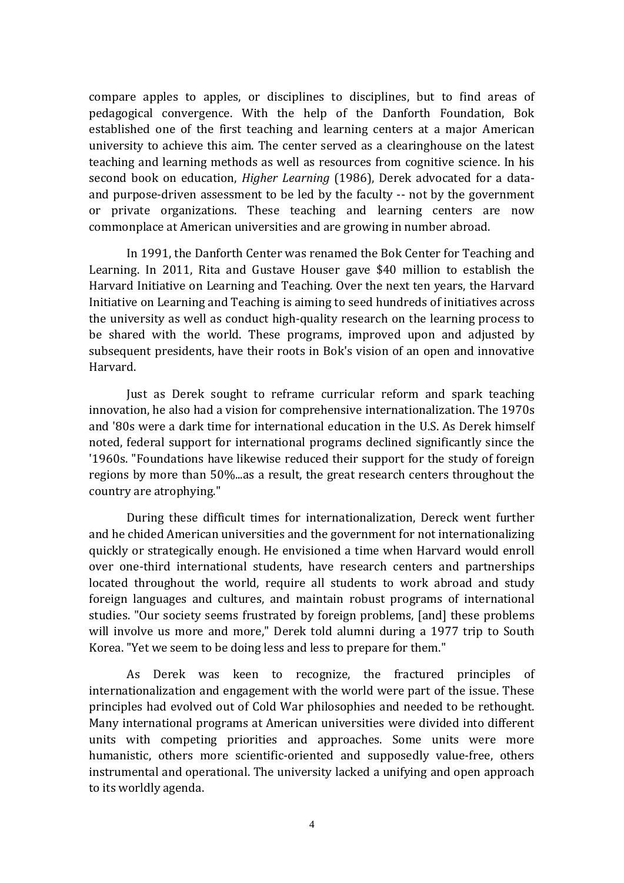compare apples to apples, or disciplines to disciplines, but to find areas of pedagogical convergence. With the help of the Danforth Foundation, Bok established one of the first teaching and learning centers at a major American university to achieve this aim. The center served as a clearinghouse on the latest teaching and learning methods as well as resources from cognitive science. In his second book on education, *Higher Learning* (1986), Derek advocated for a data- and purpose-driven assessment to be led by the faculty -- not by the government or private organizations. These teaching and learning centers are now commonplace at American universities and are growing in number abroad.

In 1991, the Danforth Center was renamed the Bok Center for Teaching and Learning. In 2011, Rita and Gustave Houser gave $40 million to establish the Harvard Initiative on Learning and Teaching. Over the next ten years, the Harvard Initiative on Learning and Teaching is aiming to seed hundreds of initiatives across the university as well as conduct high-quality research on the learning process to be shared with the world. These programs, improved upon and adjusted by subsequent presidents, have their roots in Bok's vision of an open and innovative Harvard.

Just as Derek sought to reframe curricular reform and spark teaching innovation, he also had a vision for comprehensive internationalization. The 1970s and '80s were a dark time for international education in the U.S. As Derek himself noted, federal support for international programs declined significantly since the '1960s. "Foundations have likewise reduced their support for the study of foreign regions by more than 50%...as a result, the great research centers throughout the country are atrophying."

During these difficult times for internationalization, Dereck went further and he chided American universities and the government for not internationalizing quickly or strategically enough. He envisioned a time when Harvard would enroll over one-third international students, have research centers and partnerships located throughout the world, require all students to work abroad and study foreign languages and cultures, and maintain robust programs of international studies. "Our society seems frustrated by foreign problems, [and] these problems will involve us more and more," Derek told alumni during a 1977 trip to South Korea. "Yet we seem to be doing less and less to prepare for them."

As Derek was keen to recognize, the fractured principles of internationalization and engagement with the world were part of the issue. These principles had evolved out of Cold War philosophies and needed to be rethought. Many international programs at American universities were divided into different units with competing priorities and approaches. Some units were more humanistic, others more scientific-oriented and supposedly value-free, others instrumental and operational. The university lacked a unifying and open approach to its worldly agenda.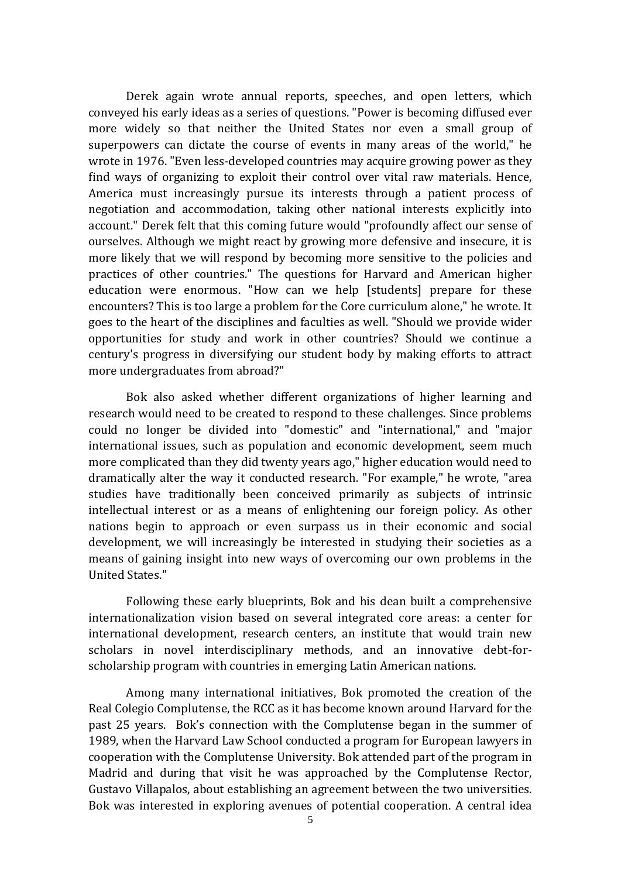Derek again wrote annual reports, speeches, and open letters, which conveyed his early ideas as a series of questions. "Power is becoming diffused ever more widely so that neither the United States nor even a small group of superpowers can dictate the course of events in many areas of the world," he wrote in 1976. "Even less-developed countries may acquire growing power as they find ways of organizing to exploit their control over vital raw materials. Hence, America must increasingly pursue its interests through a patient process of negotiation and accommodation, taking other national interests explicitly into account." Derek felt that this coming future would "profoundly affect our sense of ourselves. Although we might react by growing more defensive and insecure, it is more likely that we will respond by becoming more sensitive to the policies and practices of other countries." The questions for Harvard and American higher education were enormous. "How can we help [students] prepare for these encounters? This is too large a problem for the Core curriculum alone," he wrote. It goes to the heart of the disciplines and faculties as well. "Should we provide wider opportunities for study and work in other countries? Should we continue a century's progress in diversifying our student body by making efforts to attract more undergraduates from abroad?"

Bok also asked whether different organizations of higher learning and research would need to be created to respond to these challenges. Since problems could no longer be divided into "domestic" and "international," and "major international issues, such as population and economic development, seem much more complicated than they did twenty years ago," higher education would need to dramatically alter the way it conducted research. "For example," he wrote, "area studies have traditionally been conceived primarily as subjects of intrinsic intellectual interest or as a means of enlightening our foreign policy. As other nations begin to approach or even surpass us in their economic and social development, we will increasingly be interested in studying their societies as a means of gaining insight into new ways of overcoming our own problems in the United States."

Following these early blueprints, Bok and his dean built a comprehensive internationalization vision based on several integrated core areas: a center for international development, research centers, an institute that would train new scholars in novel interdisciplinary methods, and an innovative debt-for-scholarship program with countries in emerging Latin American nations.

Among many international initiatives, Bok promoted the creation of the Real Colegio Complutense, the RCC as it has become known around Harvard for the past 25 years. Bok's connection with the Complutense began in the summer of 1989, when the Harvard Law School conducted a program for European lawyers in cooperation with the Complutense University. Bok attended part of the program in Madrid and during that visit he was approached by the Complutense Rector, Gustavo Villapalos, about establishing an agreement between the two universities. Bok was interested in exploring avenues of potential cooperation. A central idea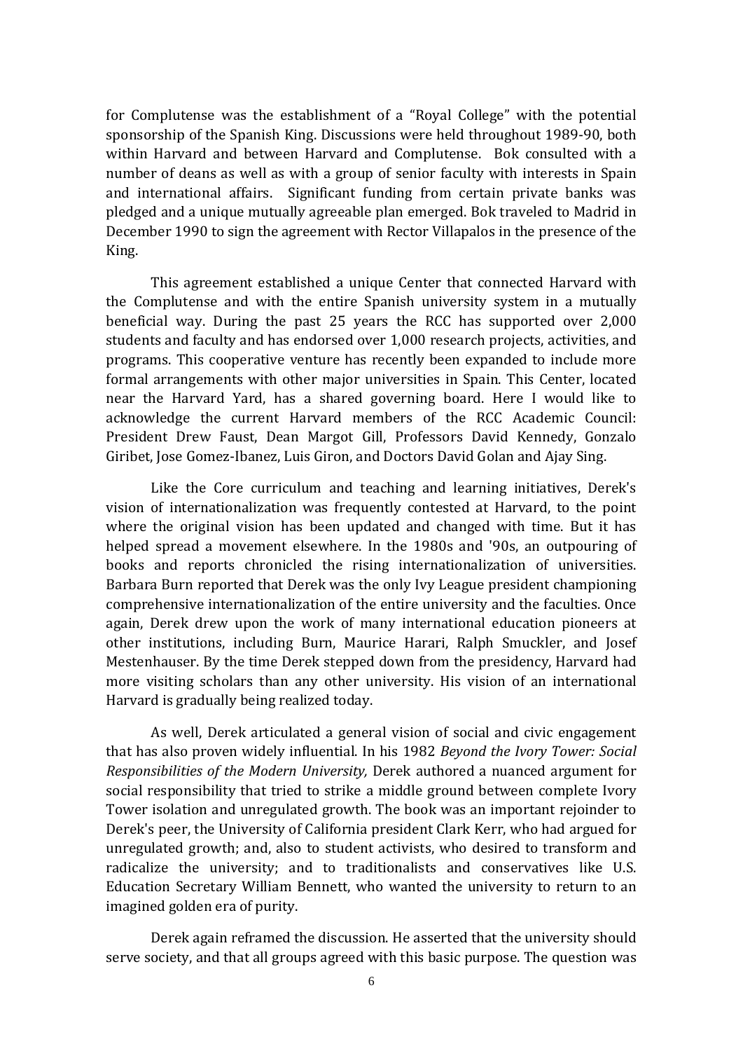for Complutense was the establishment of a "Royal College" with the potential sponsorship of the Spanish King. Discussions were held throughout 1989-90, both within Harvard and between Harvard and Complutense. Bok consulted with a number of deans as well as with a group of senior faculty with interests in Spain and international affairs. Significant funding from certain private banks was pledged and a unique mutually agreeable plan emerged. Bok traveled to Madrid in December 1990 to sign the agreement with Rector Villapalos in the presence of the King.

This agreement established a unique Center that connected Harvard with the Complutense and with the entire Spanish university system in a mutually beneficial way. During the past 25 years the RCC has supported over 2,000 students and faculty and has endorsed over 1,000 research projects, activities, and programs. This cooperative venture has recently been expanded to include more formal arrangements with other major universities in Spain. This Center, located near the Harvard Yard, has a shared governing board. Here I would like to acknowledge the current Harvard members of the RCC Academic Council: President Drew Faust, Dean Margot Gill, Professors David Kennedy, Gonzalo Giribet, Jose Gomez-Ibanez, Luis Giron, and Doctors David Golan and Ajay Sing.

Like the Core curriculum and teaching and learning initiatives, Derek's vision of internationalization was frequently contested at Harvard, to the point where the original vision has been updated and changed with time. But it has helped spread a movement elsewhere. In the 1980s and '90s, an outpouring of books and reports chronicled the rising internationalization of universities. Barbara Burn reported that Derek was the only Ivy League president championing comprehensive internationalization of the entire university and the faculties. Once again, Derek drew upon the work of many international education pioneers at other institutions, including Burn, Maurice Harari, Ralph Smuckler, and Josef Mestenhauser. By the time Derek stepped down from the presidency, Harvard had more visiting scholars than any other university. His vision of an international Harvard is gradually being realized today.

As well, Derek articulated a general vision of social and civic engagement that has also proven widely influential. In his 1982 *Beyond the Ivory Tower: Social Responsibilities of the Modern University,* Derek authored a nuanced argument for social responsibility that tried to strike a middle ground between complete Ivory Tower isolation and unregulated growth. The book was an important rejoinder to Derek's peer, the University of California president Clark Kerr, who had argued for unregulated growth; and, also to student activists, who desired to transform and radicalize the university; and to traditionalists and conservatives like U.S. Education Secretary William Bennett, who wanted the university to return to an imagined golden era of purity.

Derek again reframed the discussion. He asserted that the university should serve society, and that all groups agreed with this basic purpose. The question was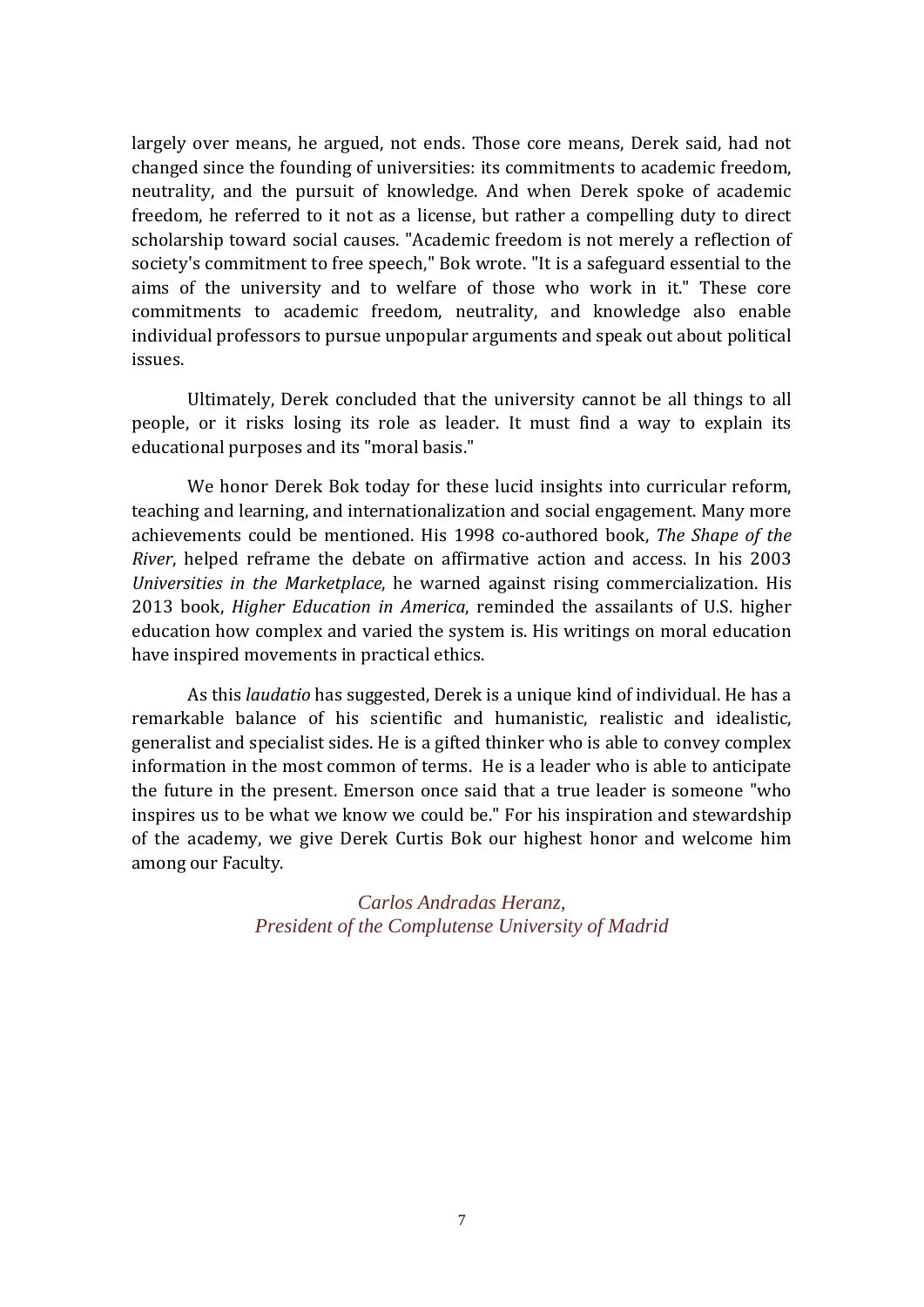largely over means, he argued, not ends. Those core means, Derek said, had not changed since the founding of universities: its commitments to academic freedom, neutrality, and the pursuit of knowledge. And when Derek spoke of academic freedom, he referred to it not as a license, but rather a compelling duty to direct scholarship toward social causes. "Academic freedom is not merely a reflection of society's commitment to free speech," Bok wrote. "It is a safeguard essential to the aims of the university and to welfare of those who work in it." These core commitments to academic freedom, neutrality, and knowledge also enable individual professors to pursue unpopular arguments and speak out about political issues.

Ultimately, Derek concluded that the university cannot be all things to all people, or it risks losing its role as leader. It must find a way to explain its educational purposes and its "moral basis."

We honor Derek Bok today for these lucid insights into curricular reform, teaching and learning, and internationalization and social engagement. Many more achievements could be mentioned. His 1998 co-authored book, *The Shape of the River*, helped reframe the debate on affirmative action and access. In his 2003 *Universities in the Marketplace*, he warned against rising commercialization. His 2013 book, *Higher Education in America*, reminded the assailants of U.S. higher education how complex and varied the system is. His writings on moral education have inspired movements in practical ethics.

As this *laudatio* has suggested, Derek is a unique kind of individual. He has a remarkable balance of his scientific and humanistic, realistic and idealistic, generalist and specialist sides. He is a gifted thinker who is able to convey complex information in the most common of terms. He is a leader who is able to anticipate the future in the present. Emerson once said that a true leader is someone "who inspires us to be what we know we could be." For his inspiration and stewardship of the academy, we give Derek Curtis Bok our highest honor and welcome him among our Faculty.

*Carlos Andradas Heranz,*
*President of the Complutense University of Madrid*